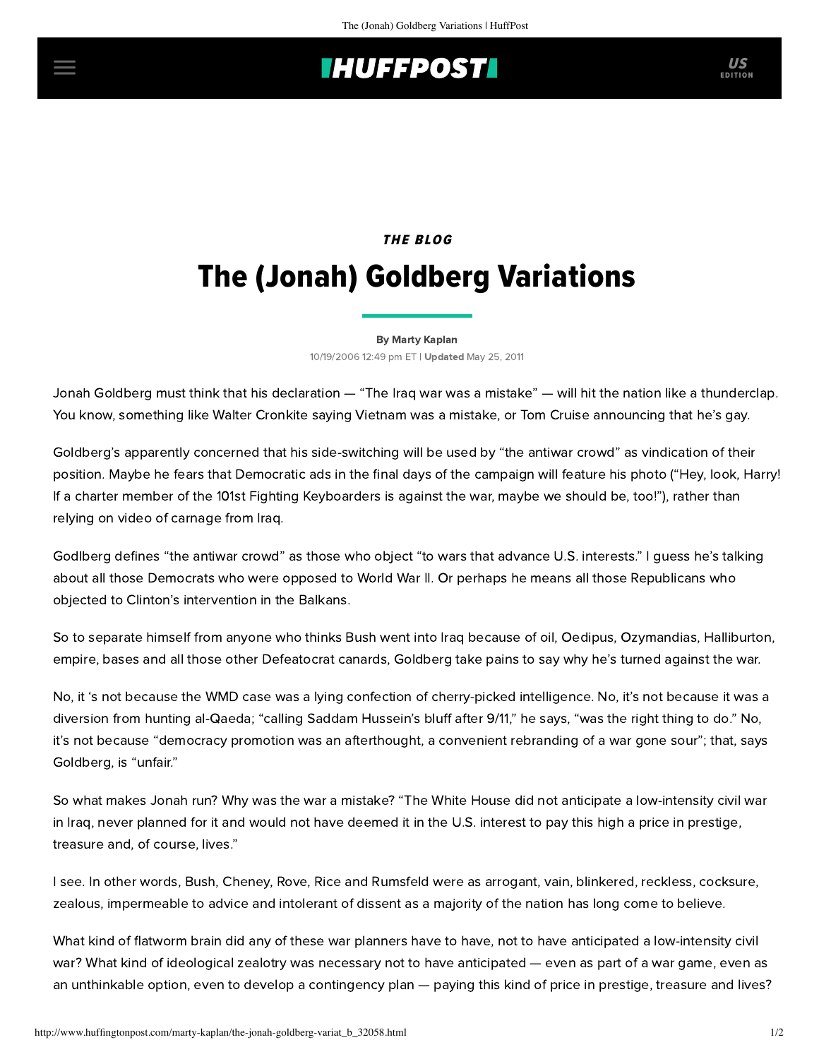*THE BLOG*

# The (Jonah) Goldberg Variations

By Marty Kaplan

10/19/2006 12:49 pm ET | **Updated** May 25, 2011

Jonah Goldberg must think that his declaration — “The Iraq war was a mistake” — will hit the nation like a thunderclap. You know, something like Walter Cronkite saying Vietnam was a mistake, or Tom Cruise announcing that he’s gay.

Goldberg’s apparently concerned that his side-switching will be used by “the antiwar crowd” as vindication of their position. Maybe he fears that Democratic ads in the final days of the campaign will feature his photo (“Hey, look, Harry! If a charter member of the 101st Fighting Keyboarders is against the war, maybe we should be, too!”), rather than relying on video of carnage from Iraq.

Godlberg defines “the antiwar crowd” as those who object “to wars that advance U.S. interests.” I guess he’s talking about all those Democrats who were opposed to World War II. Or perhaps he means all those Republicans who objected to Clinton’s intervention in the Balkans.

So to separate himself from anyone who thinks Bush went into Iraq because of oil, Oedipus, Ozymandias, Halliburton, empire, bases and all those other Defeatocrat canards, Goldberg take pains to say why he’s turned against the war.

No, it ‘s not because the WMD case was a lying confection of cherry-picked intelligence. No, it’s not because it was a diversion from hunting al-Qaeda; “calling Saddam Hussein’s bluff after 9/11,” he says, “was the right thing to do.” No, it’s not because “democracy promotion was an afterthought, a convenient rebranding of a war gone sour”; that, says Goldberg, is “unfair.”

So what makes Jonah run? Why was the war a mistake? “The White House did not anticipate a low-intensity civil war in Iraq, never planned for it and would not have deemed it in the U.S. interest to pay this high a price in prestige, treasure and, of course, lives.”

I see. In other words, Bush, Cheney, Rove, Rice and Rumsfeld were as arrogant, vain, blinkered, reckless, cocksure, zealous, impermeable to advice and intolerant of dissent as a majority of the nation has long come to believe.

What kind of flatworm brain did any of these war planners have to have, not to have anticipated a low-intensity civil war? What kind of ideological zealotry was necessary not to have anticipated — even as part of a war game, even as an unthinkable option, even to develop a contingency plan — paying this kind of price in prestige, treasure and lives?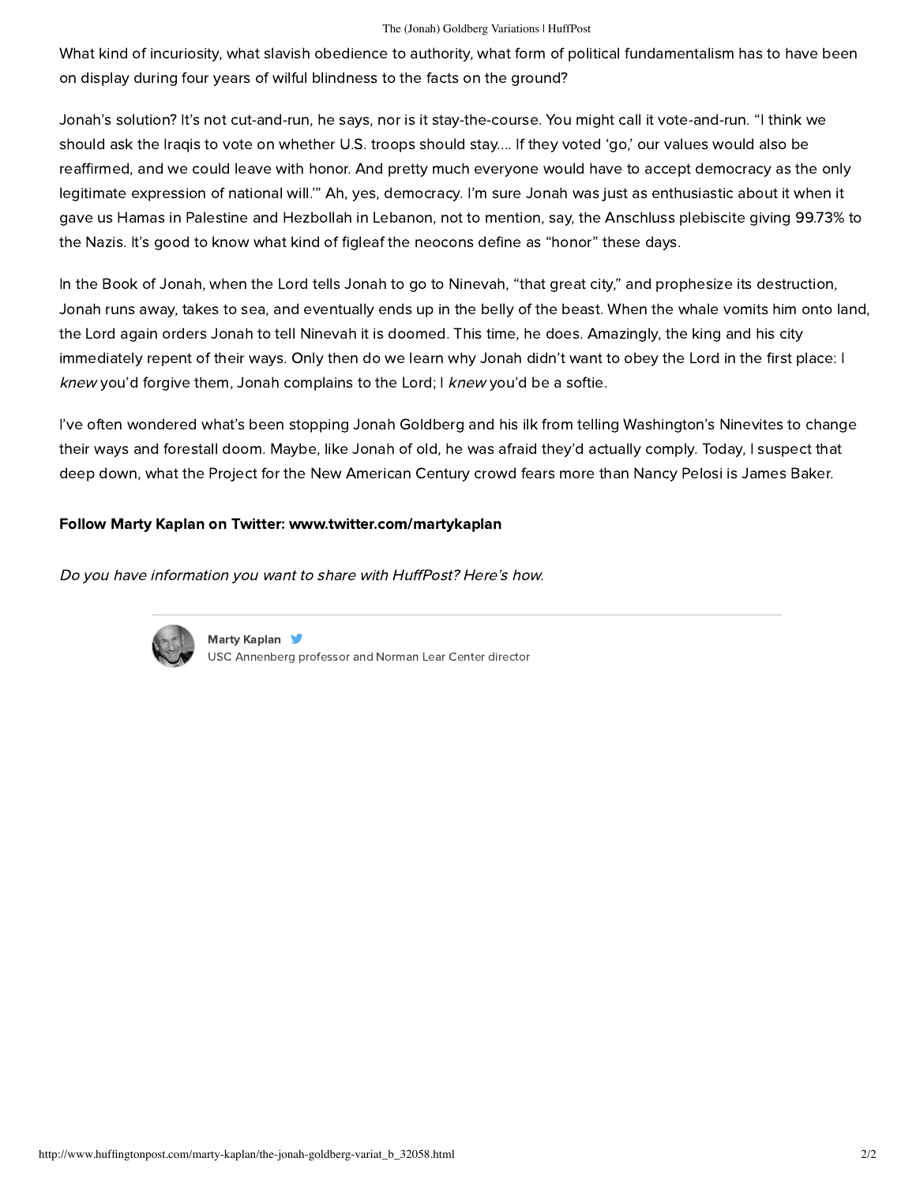What kind of incuriosity, what slavish obedience to authority, what form of political fundamentalism has to have been on display during four years of wilful blindness to the facts on the ground?

Jonah's solution? It's not cut-and-run, he says, nor is it stay-the-course. You might call it vote-and-run. "I think we should ask the Iraqis to vote on whether U.S. troops should stay.... If they voted 'go,' our values would also be reaffirmed, and we could leave with honor. And pretty much everyone would have to accept democracy as the only legitimate expression of national will.'" Ah, yes, democracy. I'm sure Jonah was just as enthusiastic about it when it gave us Hamas in Palestine and Hezbollah in Lebanon, not to mention, say, the Anschluss plebiscite giving 99.73% to the Nazis. It's good to know what kind of figleaf the neocons define as "honor" these days.

In the Book of Jonah, when the Lord tells Jonah to go to Ninevah, "that great city," and prophesize its destruction, Jonah runs away, takes to sea, and eventually ends up in the belly of the beast. When the whale vomits him onto land, the Lord again orders Jonah to tell Ninevah it is doomed. This time, he does. Amazingly, the king and his city immediately repent of their ways. Only then do we learn why Jonah didn't want to obey the Lord in the first place: I *knew* you'd forgive them, Jonah complains to the Lord; I *knew* you'd be a softie.

I've often wondered what's been stopping Jonah Goldberg and his ilk from telling Washington's Ninevites to change their ways and forestall doom. Maybe, like Jonah of old, he was afraid they'd actually comply. Today, I suspect that deep down, what the Project for the New American Century crowd fears more than Nancy Pelosi is James Baker.

**Follow Marty Kaplan on Twitter: www.twitter.com/martykaplan**

*Do you have information you want to share with HuffPost? Here's how.*

---

**Marty Kaplan**
USC Annenberg professor and Norman Lear Center director